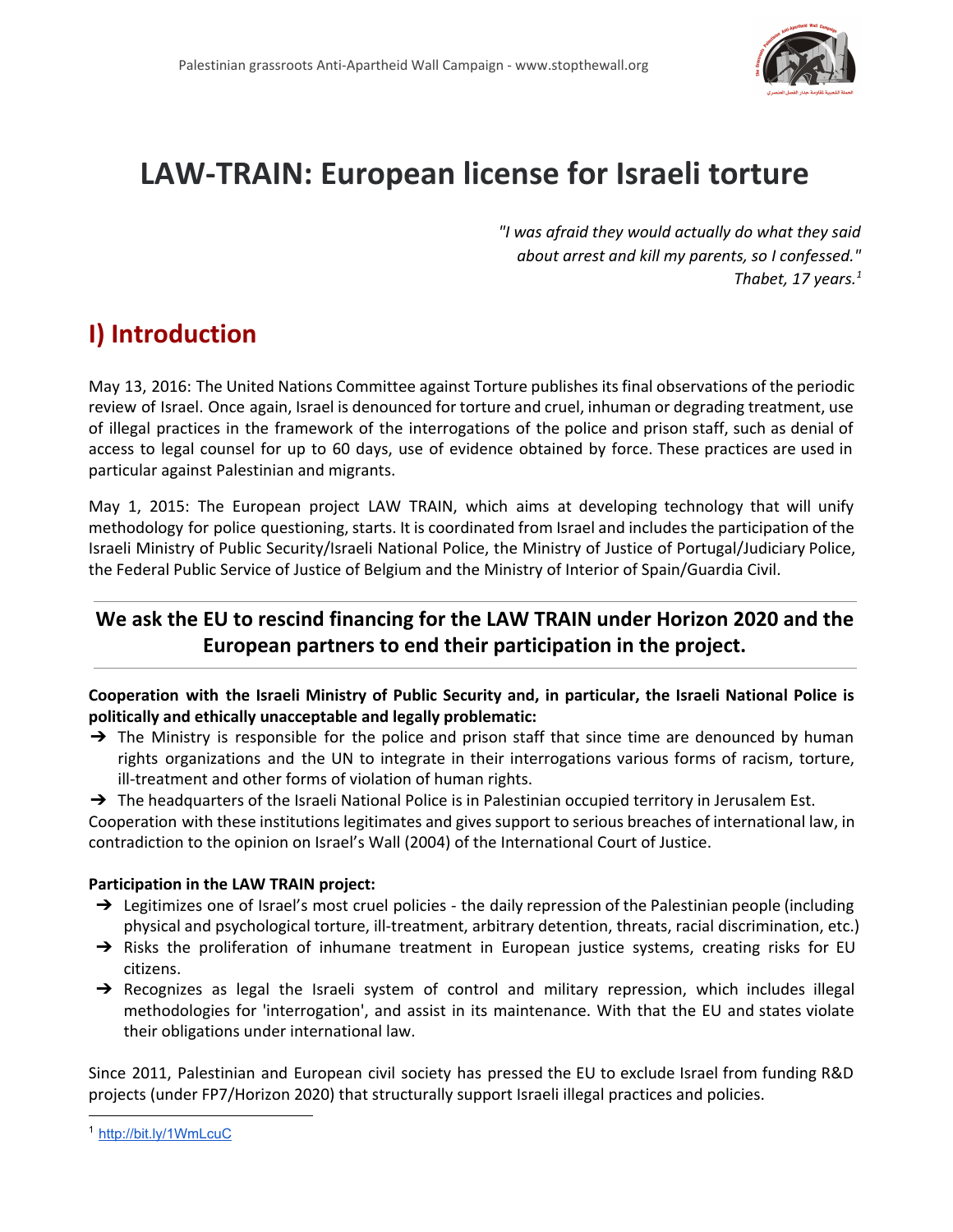# LAW-TRAIN: European license for Israeli torture

*"I was afraid they would actually do what they said about arrest and kill my parents, so I confessed." Thabet, 17 years.*[1]

## I) Introduction

May 13, 2016: The United Nations Committee against Torture publishes its final observations of the periodic review of Israel. Once again, Israel is denounced for torture and cruel, inhuman or degrading treatment, use of illegal practices in the framework of the interrogations of the police and prison staff, such as denial of access to legal counsel for up to 60 days, use of evidence obtained by force. These practices are used in particular against Palestinian and migrants.

May 1, 2015: The European project LAW TRAIN, which aims at developing technology that will unify methodology for police questioning, starts. It is coordinated from Israel and includes the participation of the Israeli Ministry of Public Security/Israeli National Police, the Ministry of Justice of Portugal/Judiciary Police, the Federal Public Service of Justice of Belgium and the Ministry of Interior of Spain/Guardia Civil.

**We ask the EU to rescind financing for the LAW TRAIN under Horizon 2020 and the European partners to end their participation in the project.**

**Cooperation with the Israeli Ministry of Public Security and, in particular, the Israeli National Police is politically and ethically unacceptable and legally problematic:**

- ➔ The Ministry is responsible for the police and prison staff that since time are denounced by human rights organizations and the UN to integrate in their interrogations various forms of racism, torture, ill-treatment and other forms of violation of human rights.
- ➔ The headquarters of the Israeli National Police is in Palestinian occupied territory in Jerusalem Est.

Cooperation with these institutions legitimates and gives support to serious breaches of international law, in contradiction to the opinion on Israel's Wall (2004) of the International Court of Justice.

**Participation in the LAW TRAIN project:**

- ➔ Legitimizes one of Israel's most cruel policies - the daily repression of the Palestinian people (including physical and psychological torture, ill-treatment, arbitrary detention, threats, racial discrimination, etc.)
- ➔ Risks the proliferation of inhumane treatment in European justice systems, creating risks for EU citizens.
- ➔ Recognizes as legal the Israeli system of control and military repression, which includes illegal methodologies for 'interrogation', and assist in its maintenance. With that the EU and states violate their obligations under international law.

Since 2011, Palestinian and European civil society has pressed the EU to exclude Israel from funding R&D projects (under FP7/Horizon 2020) that structurally support Israeli illegal practices and policies.

---

[1] http://bit.ly/1WmLcuC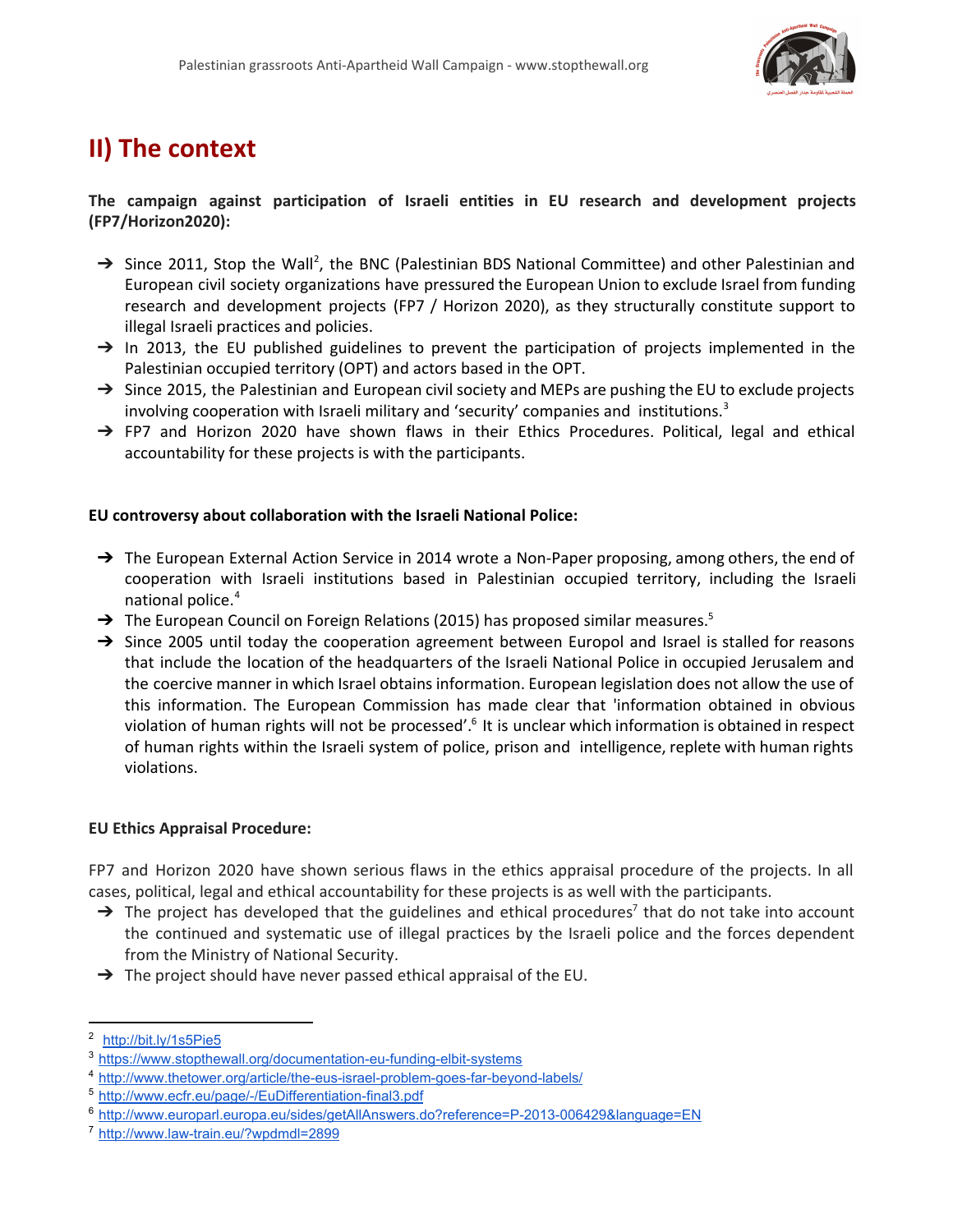## II) The context

**The campaign against participation of Israeli entities in EU research and development projects (FP7/Horizon2020):**

- Since 2011, Stop the Wall[2], the BNC (Palestinian BDS National Committee) and other Palestinian and European civil society organizations have pressured the European Union to exclude Israel from funding research and development projects (FP7 / Horizon 2020), as they structurally constitute support to illegal Israeli practices and policies.
- In 2013, the EU published guidelines to prevent the participation of projects implemented in the Palestinian occupied territory (OPT) and actors based in the OPT.
- Since 2015, the Palestinian and European civil society and MEPs are pushing the EU to exclude projects involving cooperation with Israeli military and 'security' companies and institutions.[3]
- FP7 and Horizon 2020 have shown flaws in their Ethics Procedures. Political, legal and ethical accountability for these projects is with the participants.

**EU controversy about collaboration with the Israeli National Police:**

- The European External Action Service in 2014 wrote a Non-Paper proposing, among others, the end of cooperation with Israeli institutions based in Palestinian occupied territory, including the Israeli national police.[4]
- The European Council on Foreign Relations (2015) has proposed similar measures.[5]
- Since 2005 until today the cooperation agreement between Europol and Israel is stalled for reasons that include the location of the headquarters of the Israeli National Police in occupied Jerusalem and the coercive manner in which Israel obtains information. European legislation does not allow the use of this information. The European Commission has made clear that 'information obtained in obvious violation of human rights will not be processed'.[6] It is unclear which information is obtained in respect of human rights within the Israeli system of police, prison and intelligence, replete with human rights violations.

**EU Ethics Appraisal Procedure:**

FP7 and Horizon 2020 have shown serious flaws in the ethics appraisal procedure of the projects. In all cases, political, legal and ethical accountability for these projects is as well with the participants.

- The project has developed that the guidelines and ethical procedures[7] that do not take into account the continued and systematic use of illegal practices by the Israeli police and the forces dependent from the Ministry of National Security.
- The project should have never passed ethical appraisal of the EU.

---

[2] http://bit.ly/1s5Pie5

[3] https://www.stopthewall.org/documentation-eu-funding-elbit-systems

[4] http://www.thetower.org/article/the-eus-israel-problem-goes-far-beyond-labels/

[5] http://www.ecfr.eu/page/-/EuDifferentiation-final3.pdf

[6] http://www.europarl.europa.eu/sides/getAllAnswers.do?reference=P-2013-006429&language=EN

[7] http://www.law-train.eu/?wpdmdl=2899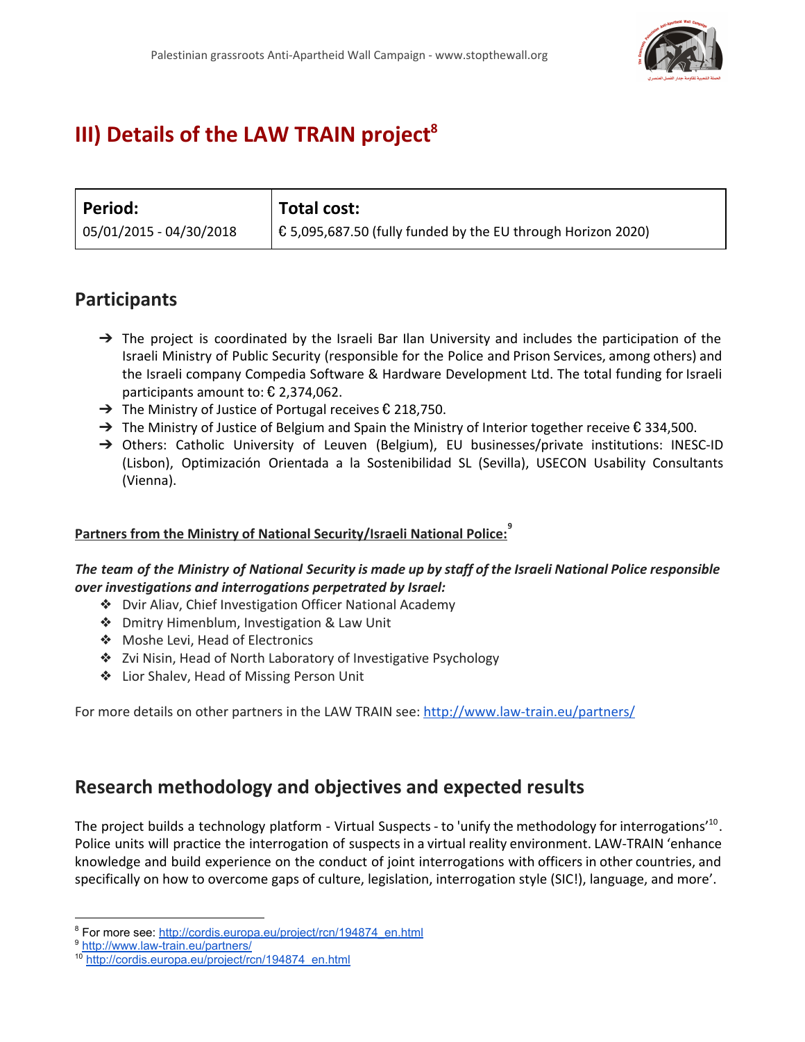# III) Details of the LAW TRAIN project[8]

| Period: | Total cost: |
|---|---|
| 05/01/2015 - 04/30/2018 | € 5,095,687.50 (fully funded by the EU through Horizon 2020) |

## Participants

- ➔ The project is coordinated by the Israeli Bar Ilan University and includes the participation of the Israeli Ministry of Public Security (responsible for the Police and Prison Services, among others) and the Israeli company Compedia Software & Hardware Development Ltd. The total funding for Israeli participants amount to: € 2,374,062.
- ➔ The Ministry of Justice of Portugal receives € 218,750.
- ➔ The Ministry of Justice of Belgium and Spain the Ministry of Interior together receive € 334,500.
- ➔ Others: Catholic University of Leuven (Belgium), EU businesses/private institutions: INESC-ID (Lisbon), Optimización Orientada a la Sostenibilidad SL (Sevilla), USECON Usability Consultants (Vienna).

**Partners from the Ministry of National Security/Israeli National Police:**[9]

***The team of the Ministry of National Security is made up by staff of the Israeli National Police responsible over investigations and interrogations perpetrated by Israel:***

- ❖ Dvir Aliav, Chief Investigation Officer National Academy
- ❖ Dmitry Himenblum, Investigation & Law Unit
- ❖ Moshe Levi, Head of Electronics
- ❖ Zvi Nisin, Head of North Laboratory of Investigative Psychology
- ❖ Lior Shalev, Head of Missing Person Unit

For more details on other partners in the LAW TRAIN see: http://www.law-train.eu/partners/

## Research methodology and objectives and expected results

The project builds a technology platform - Virtual Suspects - to 'unify the methodology for interrogations'[10]. Police units will practice the interrogation of suspects in a virtual reality environment. LAW-TRAIN 'enhance knowledge and build experience on the conduct of joint interrogations with officers in other countries, and specifically on how to overcome gaps of culture, legislation, interrogation style (SIC!), language, and more'.

---

[8] For more see: http://cordis.europa.eu/project/rcn/194874_en.html
[9] http://www.law-train.eu/partners/
[10] http://cordis.europa.eu/project/rcn/194874_en.html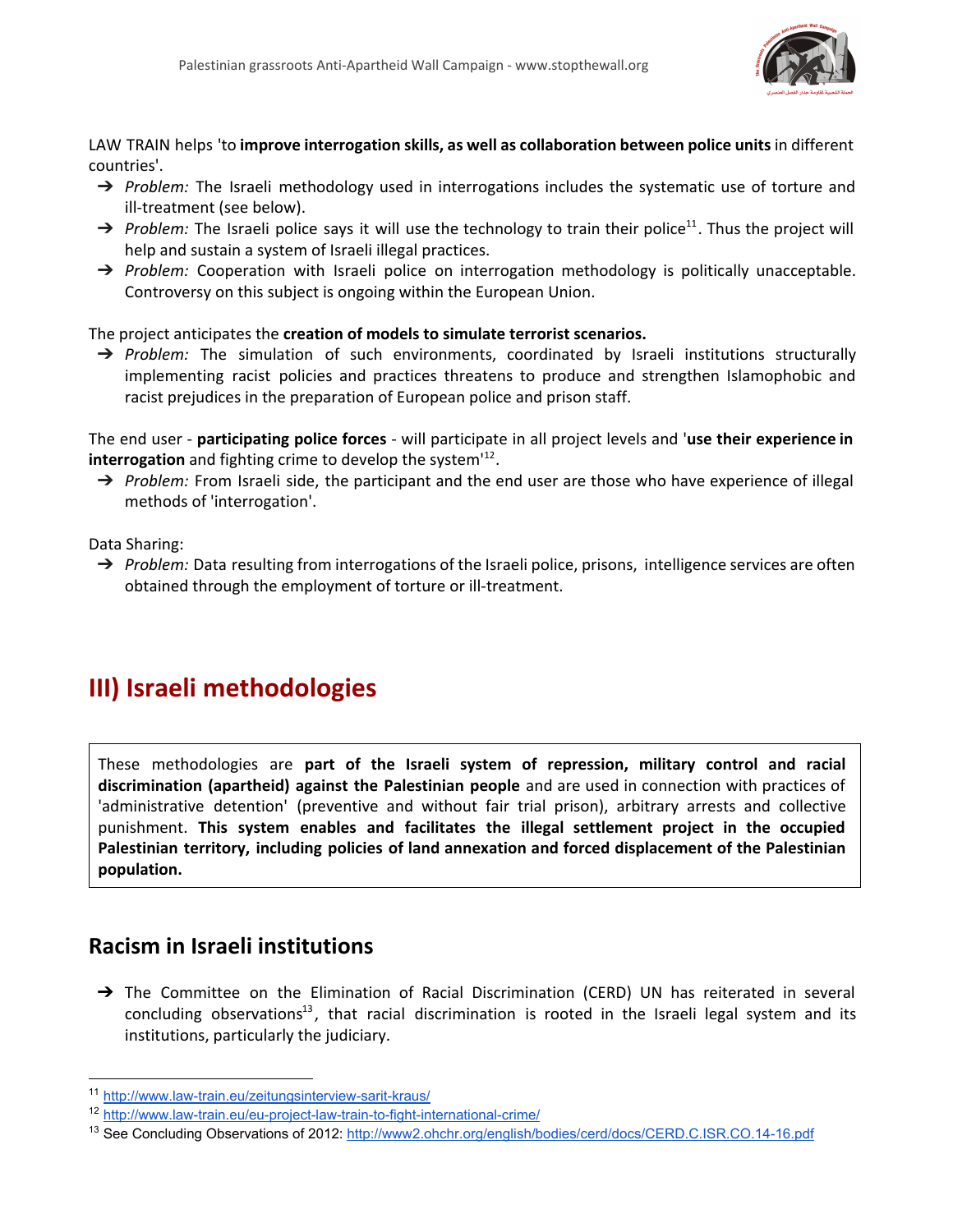LAW TRAIN helps 'to **improve interrogation skills, as well as collaboration between police units** in different countries'.

- *Problem:* The Israeli methodology used in interrogations includes the systematic use of torture and ill-treatment (see below).
- *Problem:* The Israeli police says it will use the technology to train their police[11]. Thus the project will help and sustain a system of Israeli illegal practices.
- *Problem:* Cooperation with Israeli police on interrogation methodology is politically unacceptable. Controversy on this subject is ongoing within the European Union.

The project anticipates the **creation of models to simulate terrorist scenarios.**

- *Problem:* The simulation of such environments, coordinated by Israeli institutions structurally implementing racist policies and practices threatens to produce and strengthen Islamophobic and racist prejudices in the preparation of European police and prison staff.

The end user - **participating police forces** - will participate in all project levels and '**use their experience in interrogation** and fighting crime to develop the system'[12].

- *Problem:* From Israeli side, the participant and the end user are those who have experience of illegal methods of 'interrogation'.

Data Sharing:

- *Problem:* Data resulting from interrogations of the Israeli police, prisons, intelligence services are often obtained through the employment of torture or ill-treatment.

# III) Israeli methodologies

These methodologies are **part of the Israeli system of repression, military control and racial discrimination (apartheid) against the Palestinian people** and are used in connection with practices of 'administrative detention' (preventive and without fair trial prison), arbitrary arrests and collective punishment. **This system enables and facilitates the illegal settlement project in the occupied Palestinian territory, including policies of land annexation and forced displacement of the Palestinian population.**

## Racism in Israeli institutions

- The Committee on the Elimination of Racial Discrimination (CERD) UN has reiterated in several concluding observations[13], that racial discrimination is rooted in the Israeli legal system and its institutions, particularly the judiciary.

---

[11] http://www.law-train.eu/zeitungsinterview-sarit-kraus/

[12] http://www.law-train.eu/eu-project-law-train-to-fight-international-crime/

[13] See Concluding Observations of 2012: http://www2.ohchr.org/english/bodies/cerd/docs/CERD.C.ISR.CO.14-16.pdf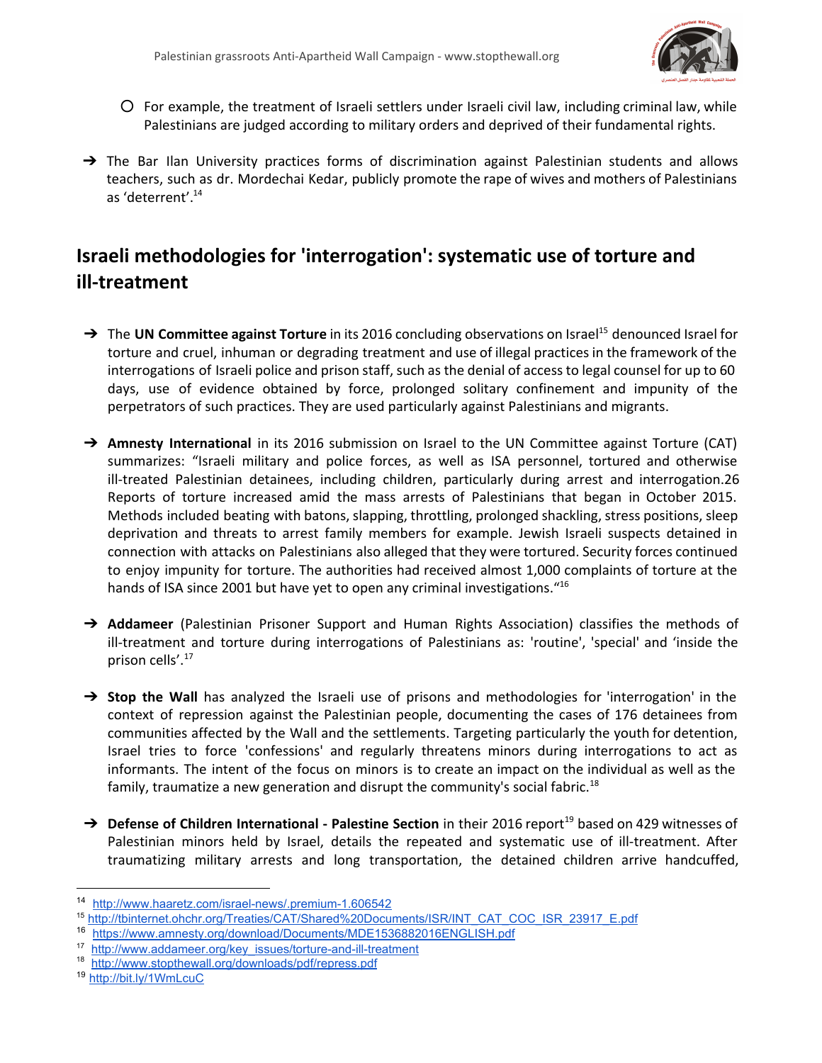- For example, the treatment of Israeli settlers under Israeli civil law, including criminal law, while Palestinians are judged according to military orders and deprived of their fundamental rights.

➔ The Bar Ilan University practices forms of discrimination against Palestinian students and allows teachers, such as dr. Mordechai Kedar, publicly promote the rape of wives and mothers of Palestinians as 'deterrent'.[14]

## Israeli methodologies for 'interrogation': systematic use of torture and ill-treatment

➔ The **UN Committee against Torture** in its 2016 concluding observations on Israel[15] denounced Israel for torture and cruel, inhuman or degrading treatment and use of illegal practices in the framework of the interrogations of Israeli police and prison staff, such as the denial of access to legal counsel for up to 60 days, use of evidence obtained by force, prolonged solitary confinement and impunity of the perpetrators of such practices. They are used particularly against Palestinians and migrants.

➔ **Amnesty International** in its 2016 submission on Israel to the UN Committee against Torture (CAT) summarizes: "Israeli military and police forces, as well as ISA personnel, tortured and otherwise ill-treated Palestinian detainees, including children, particularly during arrest and interrogation.26 Reports of torture increased amid the mass arrests of Palestinians that began in October 2015. Methods included beating with batons, slapping, throttling, prolonged shackling, stress positions, sleep deprivation and threats to arrest family members for example. Jewish Israeli suspects detained in connection with attacks on Palestinians also alleged that they were tortured. Security forces continued to enjoy impunity for torture. The authorities had received almost 1,000 complaints of torture at the hands of ISA since 2001 but have yet to open any criminal investigations."[16]

➔ **Addameer** (Palestinian Prisoner Support and Human Rights Association) classifies the methods of ill-treatment and torture during interrogations of Palestinians as: 'routine', 'special' and 'inside the prison cells'.[17]

➔ **Stop the Wall** has analyzed the Israeli use of prisons and methodologies for 'interrogation' in the context of repression against the Palestinian people, documenting the cases of 176 detainees from communities affected by the Wall and the settlements. Targeting particularly the youth for detention, Israel tries to force 'confessions' and regularly threatens minors during interrogations to act as informants. The intent of the focus on minors is to create an impact on the individual as well as the family, traumatize a new generation and disrupt the community's social fabric.[18]

➔ **Defense of Children International - Palestine Section** in their 2016 report[19] based on 429 witnesses of Palestinian minors held by Israel, details the repeated and systematic use of ill-treatment. After traumatizing military arrests and long transportation, the detained children arrive handcuffed,

---

[14] http://www.haaretz.com/israel-news/.premium-1.606542

[15] http://tbinternet.ohchr.org/Treaties/CAT/Shared%20Documents/ISR/INT_CAT_COC_ISR_23917_E.pdf

[16] https://www.amnesty.org/download/Documents/MDE1536882016ENGLISH.pdf

[17] http://www.addameer.org/key_issues/torture-and-ill-treatment

[18] http://www.stopthewall.org/downloads/pdf/repress.pdf

[19] http://bit.ly/1WmLcuC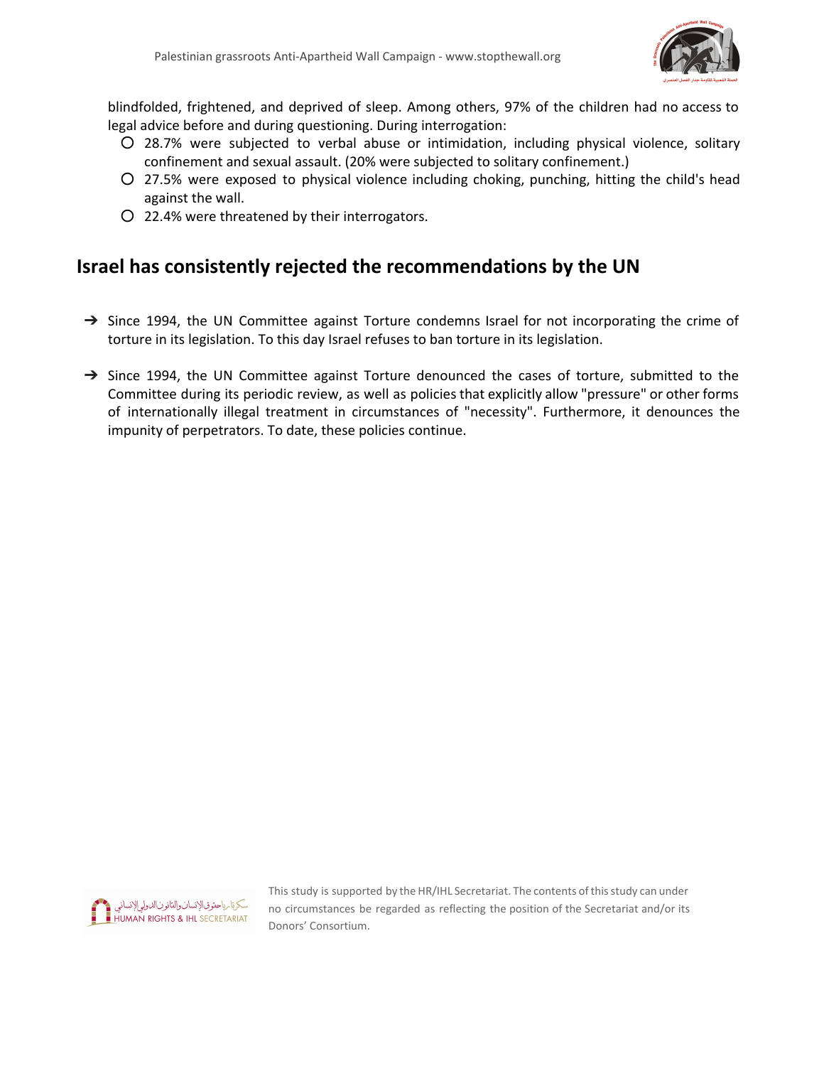blindfolded, frightened, and deprived of sleep. Among others, 97% of the children had no access to legal advice before and during questioning. During interrogation:

- 28.7% were subjected to verbal abuse or intimidation, including physical violence, solitary confinement and sexual assault. (20% were subjected to solitary confinement.)
- 27.5% were exposed to physical violence including choking, punching, hitting the child's head against the wall.
- 22.4% were threatened by their interrogators.

## Israel has consistently rejected the recommendations by the UN

- Since 1994, the UN Committee against Torture condemns Israel for not incorporating the crime of torture in its legislation. To this day Israel refuses to ban torture in its legislation.

- Since 1994, the UN Committee against Torture denounced the cases of torture, submitted to the Committee during its periodic review, as well as policies that explicitly allow "pressure" or other forms of internationally illegal treatment in circumstances of "necessity". Furthermore, it denounces the impunity of perpetrators. To date, these policies continue.

This study is supported by the HR/IHL Secretariat. The contents of this study can under no circumstances be regarded as reflecting the position of the Secretariat and/or its Donors' Consortium.